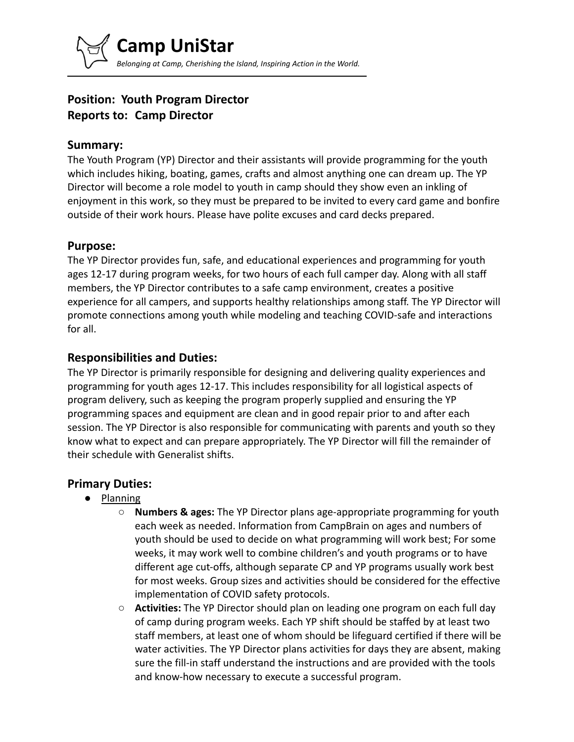# Camp UniStar

*Belonging at Camp, Cherishing the Island, Inspiring Action in the World.*

---

**Position: Youth Program Director**
**Reports to: Camp Director**

## Summary:

The Youth Program (YP) Director and their assistants will provide programming for the youth which includes hiking, boating, games, crafts and almost anything one can dream up. The YP Director will become a role model to youth in camp should they show even an inkling of enjoyment in this work, so they must be prepared to be invited to every card game and bonfire outside of their work hours. Please have polite excuses and card decks prepared.

## Purpose:

The YP Director provides fun, safe, and educational experiences and programming for youth ages 12-17 during program weeks, for two hours of each full camper day. Along with all staff members, the YP Director contributes to a safe camp environment, creates a positive experience for all campers, and supports healthy relationships among staff. The YP Director will promote connections among youth while modeling and teaching COVID-safe and interactions for all.

## Responsibilities and Duties:

The YP Director is primarily responsible for designing and delivering quality experiences and programming for youth ages 12-17. This includes responsibility for all logistical aspects of program delivery, such as keeping the program properly supplied and ensuring the YP programming spaces and equipment are clean and in good repair prior to and after each session. The YP Director is also responsible for communicating with parents and youth so they know what to expect and can prepare appropriately. The YP Director will fill the remainder of their schedule with Generalist shifts.

## Primary Duties:

- <u>Planning</u>
  - **Numbers & ages:** The YP Director plans age-appropriate programming for youth each week as needed. Information from CampBrain on ages and numbers of youth should be used to decide on what programming will work best; For some weeks, it may work well to combine children's and youth programs or to have different age cut-offs, although separate CP and YP programs usually work best for most weeks. Group sizes and activities should be considered for the effective implementation of COVID safety protocols.
  - **Activities:** The YP Director should plan on leading one program on each full day of camp during program weeks. Each YP shift should be staffed by at least two staff members, at least one of whom should be lifeguard certified if there will be water activities. The YP Director plans activities for days they are absent, making sure the fill-in staff understand the instructions and are provided with the tools and know-how necessary to execute a successful program.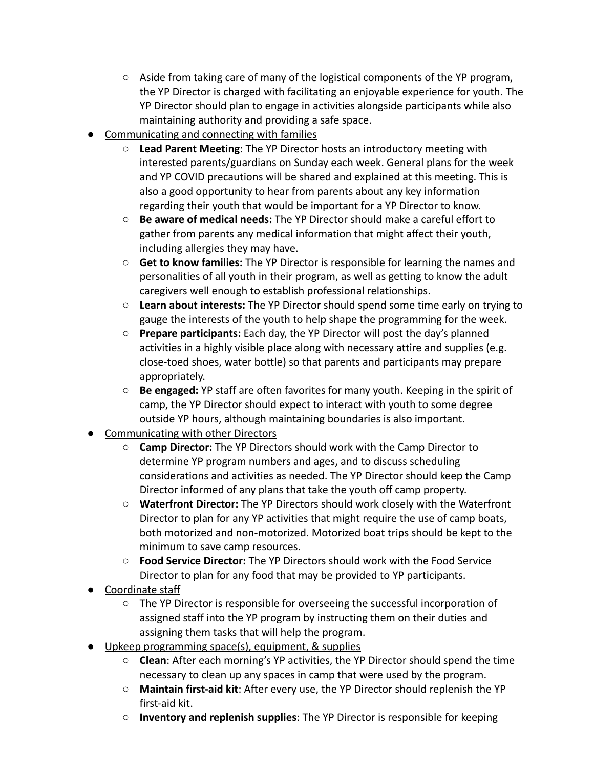- Aside from taking care of many of the logistical components of the YP program, the YP Director is charged with facilitating an enjoyable experience for youth. The YP Director should plan to engage in activities alongside participants while also maintaining authority and providing a safe space.
- Communicating and connecting with families
    - **Lead Parent Meeting**: The YP Director hosts an introductory meeting with interested parents/guardians on Sunday each week. General plans for the week and YP COVID precautions will be shared and explained at this meeting. This is also a good opportunity to hear from parents about any key information regarding their youth that would be important for a YP Director to know.
    - **Be aware of medical needs:** The YP Director should make a careful effort to gather from parents any medical information that might affect their youth, including allergies they may have.
    - **Get to know families:** The YP Director is responsible for learning the names and personalities of all youth in their program, as well as getting to know the adult caregivers well enough to establish professional relationships.
    - **Learn about interests:** The YP Director should spend some time early on trying to gauge the interests of the youth to help shape the programming for the week.
    - **Prepare participants:** Each day, the YP Director will post the day's planned activities in a highly visible place along with necessary attire and supplies (e.g. close-toed shoes, water bottle) so that parents and participants may prepare appropriately.
    - **Be engaged:** YP staff are often favorites for many youth. Keeping in the spirit of camp, the YP Director should expect to interact with youth to some degree outside YP hours, although maintaining boundaries is also important.
- Communicating with other Directors
    - **Camp Director:** The YP Directors should work with the Camp Director to determine YP program numbers and ages, and to discuss scheduling considerations and activities as needed. The YP Director should keep the Camp Director informed of any plans that take the youth off camp property.
    - **Waterfront Director:** The YP Directors should work closely with the Waterfront Director to plan for any YP activities that might require the use of camp boats, both motorized and non-motorized. Motorized boat trips should be kept to the minimum to save camp resources.
    - **Food Service Director:** The YP Directors should work with the Food Service Director to plan for any food that may be provided to YP participants.
- Coordinate staff
    - The YP Director is responsible for overseeing the successful incorporation of assigned staff into the YP program by instructing them on their duties and assigning them tasks that will help the program.
- Upkeep programming space(s), equipment, & supplies
    - **Clean**: After each morning's YP activities, the YP Director should spend the time necessary to clean up any spaces in camp that were used by the program.
    - **Maintain first-aid kit**: After every use, the YP Director should replenish the YP first-aid kit.
    - **Inventory and replenish supplies**: The YP Director is responsible for keeping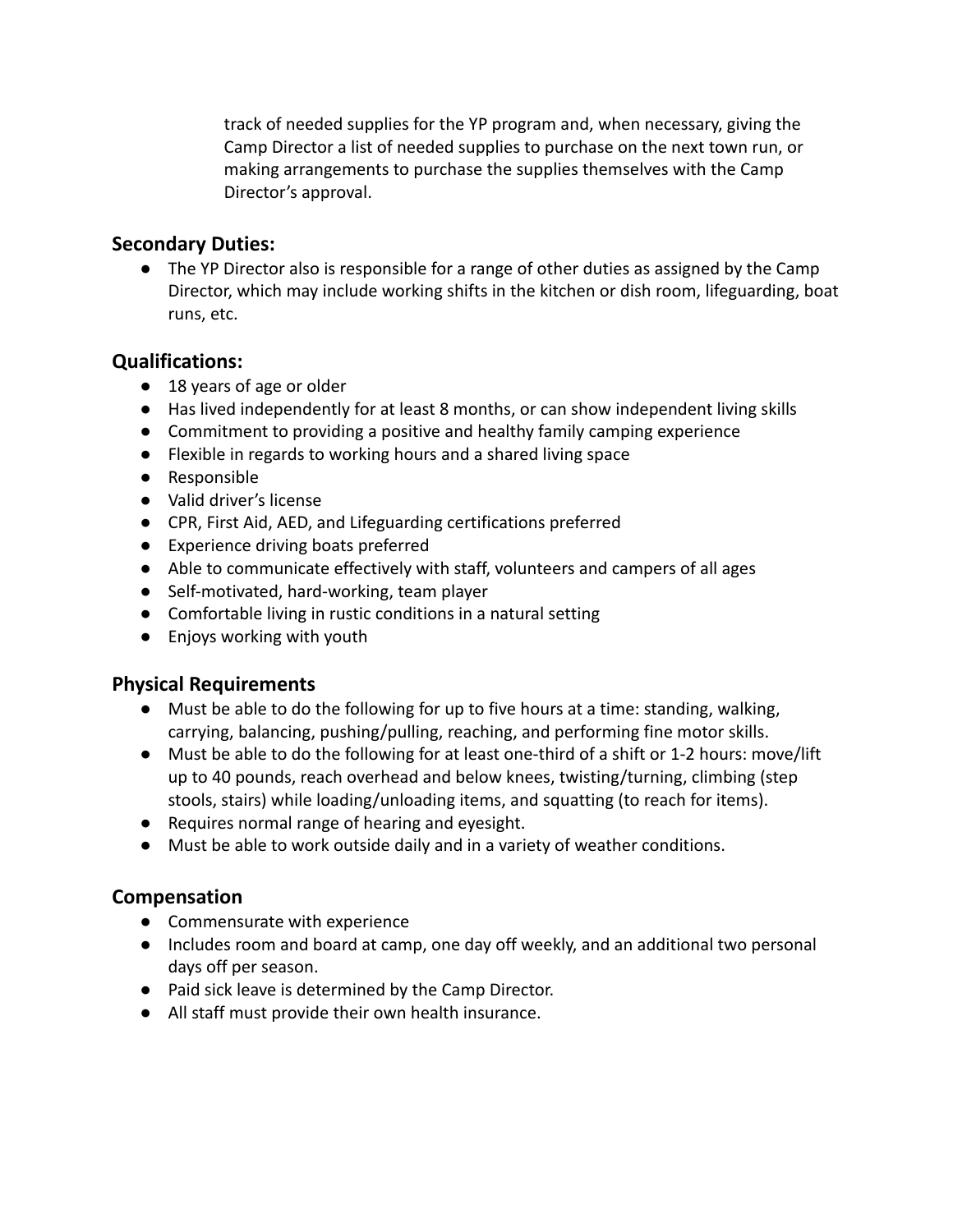track of needed supplies for the YP program and, when necessary, giving the Camp Director a list of needed supplies to purchase on the next town run, or making arrangements to purchase the supplies themselves with the Camp Director's approval.

## Secondary Duties:

- The YP Director also is responsible for a range of other duties as assigned by the Camp Director, which may include working shifts in the kitchen or dish room, lifeguarding, boat runs, etc.

## Qualifications:

- 18 years of age or older
- Has lived independently for at least 8 months, or can show independent living skills
- Commitment to providing a positive and healthy family camping experience
- Flexible in regards to working hours and a shared living space
- Responsible
- Valid driver's license
- CPR, First Aid, AED, and Lifeguarding certifications preferred
- Experience driving boats preferred
- Able to communicate effectively with staff, volunteers and campers of all ages
- Self-motivated, hard-working, team player
- Comfortable living in rustic conditions in a natural setting
- Enjoys working with youth

## Physical Requirements

- Must be able to do the following for up to five hours at a time: standing, walking, carrying, balancing, pushing/pulling, reaching, and performing fine motor skills.
- Must be able to do the following for at least one-third of a shift or 1-2 hours: move/lift up to 40 pounds, reach overhead and below knees, twisting/turning, climbing (step stools, stairs) while loading/unloading items, and squatting (to reach for items).
- Requires normal range of hearing and eyesight.
- Must be able to work outside daily and in a variety of weather conditions.

## Compensation

- Commensurate with experience
- Includes room and board at camp, one day off weekly, and an additional two personal days off per season.
- Paid sick leave is determined by the Camp Director.
- All staff must provide their own health insurance.